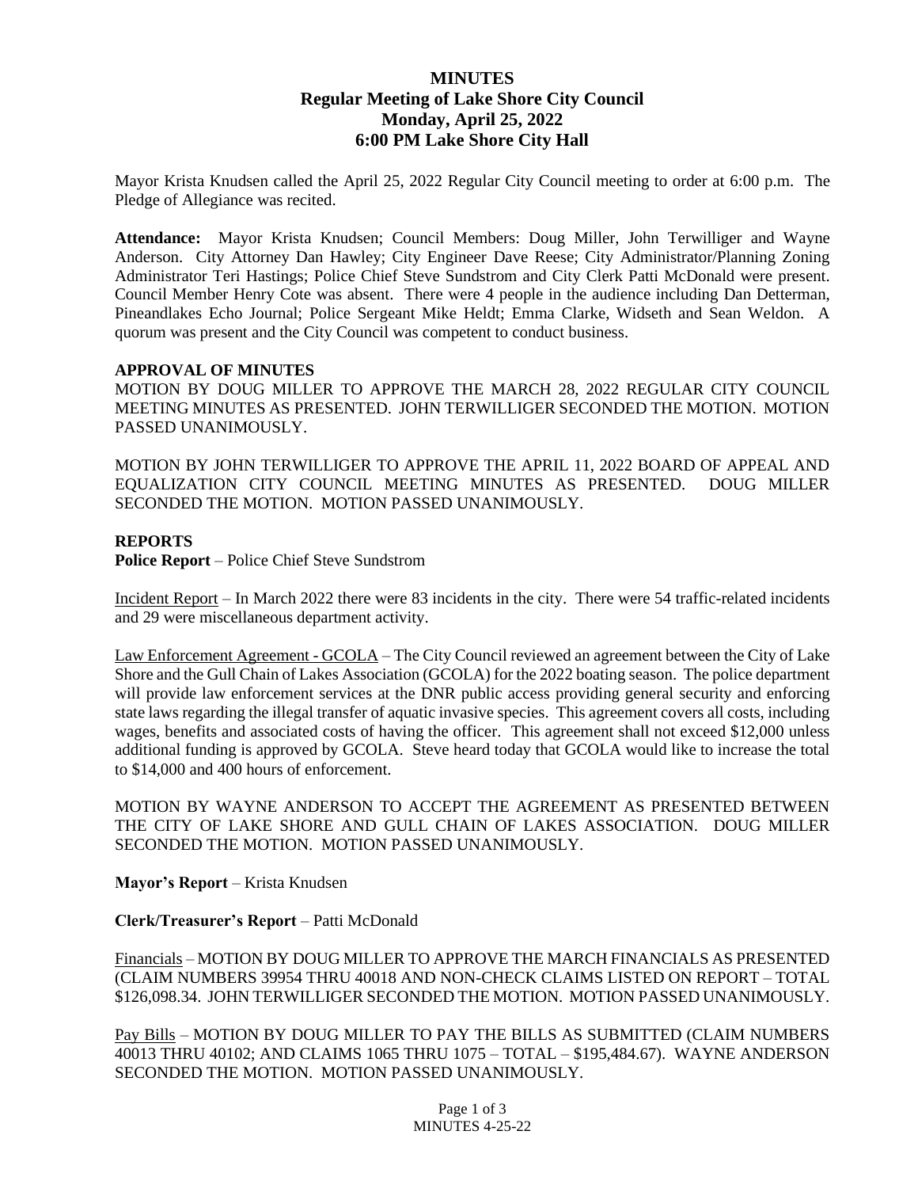# MINUTES
## Regular Meeting of Lake Shore City Council
## Monday, April 25, 2022
## 6:00 PM Lake Shore City Hall

Mayor Krista Knudsen called the April 25, 2022 Regular City Council meeting to order at 6:00 p.m. The Pledge of Allegiance was recited.

**Attendance:** Mayor Krista Knudsen; Council Members: Doug Miller, John Terwilliger and Wayne Anderson. City Attorney Dan Hawley; City Engineer Dave Reese; City Administrator/Planning Zoning Administrator Teri Hastings; Police Chief Steve Sundstrom and City Clerk Patti McDonald were present. Council Member Henry Cote was absent. There were 4 people in the audience including Dan Detterman, Pineandlakes Echo Journal; Police Sergeant Mike Heldt; Emma Clarke, Widseth and Sean Weldon. A quorum was present and the City Council was competent to conduct business.

**APPROVAL OF MINUTES**

MOTION BY DOUG MILLER TO APPROVE THE MARCH 28, 2022 REGULAR CITY COUNCIL MEETING MINUTES AS PRESENTED. JOHN TERWILLIGER SECONDED THE MOTION. MOTION PASSED UNANIMOUSLY.

MOTION BY JOHN TERWILLIGER TO APPROVE THE APRIL 11, 2022 BOARD OF APPEAL AND EQUALIZATION CITY COUNCIL MEETING MINUTES AS PRESENTED. DOUG MILLER SECONDED THE MOTION. MOTION PASSED UNANIMOUSLY.

**REPORTS**

**Police Report** – Police Chief Steve Sundstrom

Incident Report – In March 2022 there were 83 incidents in the city. There were 54 traffic-related incidents and 29 were miscellaneous department activity.

Law Enforcement Agreement - GCOLA – The City Council reviewed an agreement between the City of Lake Shore and the Gull Chain of Lakes Association (GCOLA) for the 2022 boating season. The police department will provide law enforcement services at the DNR public access providing general security and enforcing state laws regarding the illegal transfer of aquatic invasive species. This agreement covers all costs, including wages, benefits and associated costs of having the officer. This agreement shall not exceed $12,000 unless additional funding is approved by GCOLA. Steve heard today that GCOLA would like to increase the total to $14,000 and 400 hours of enforcement.

MOTION BY WAYNE ANDERSON TO ACCEPT THE AGREEMENT AS PRESENTED BETWEEN THE CITY OF LAKE SHORE AND GULL CHAIN OF LAKES ASSOCIATION. DOUG MILLER SECONDED THE MOTION. MOTION PASSED UNANIMOUSLY.

**Mayor's Report** – Krista Knudsen

**Clerk/Treasurer's Report** – Patti McDonald

Financials – MOTION BY DOUG MILLER TO APPROVE THE MARCH FINANCIALS AS PRESENTED (CLAIM NUMBERS 39954 THRU 40018 AND NON-CHECK CLAIMS LISTED ON REPORT – TOTAL $126,098.34. JOHN TERWILLIGER SECONDED THE MOTION. MOTION PASSED UNANIMOUSLY.

Pay Bills – MOTION BY DOUG MILLER TO PAY THE BILLS AS SUBMITTED (CLAIM NUMBERS 40013 THRU 40102; AND CLAIMS 1065 THRU 1075 – TOTAL – $195,484.67). WAYNE ANDERSON SECONDED THE MOTION. MOTION PASSED UNANIMOUSLY.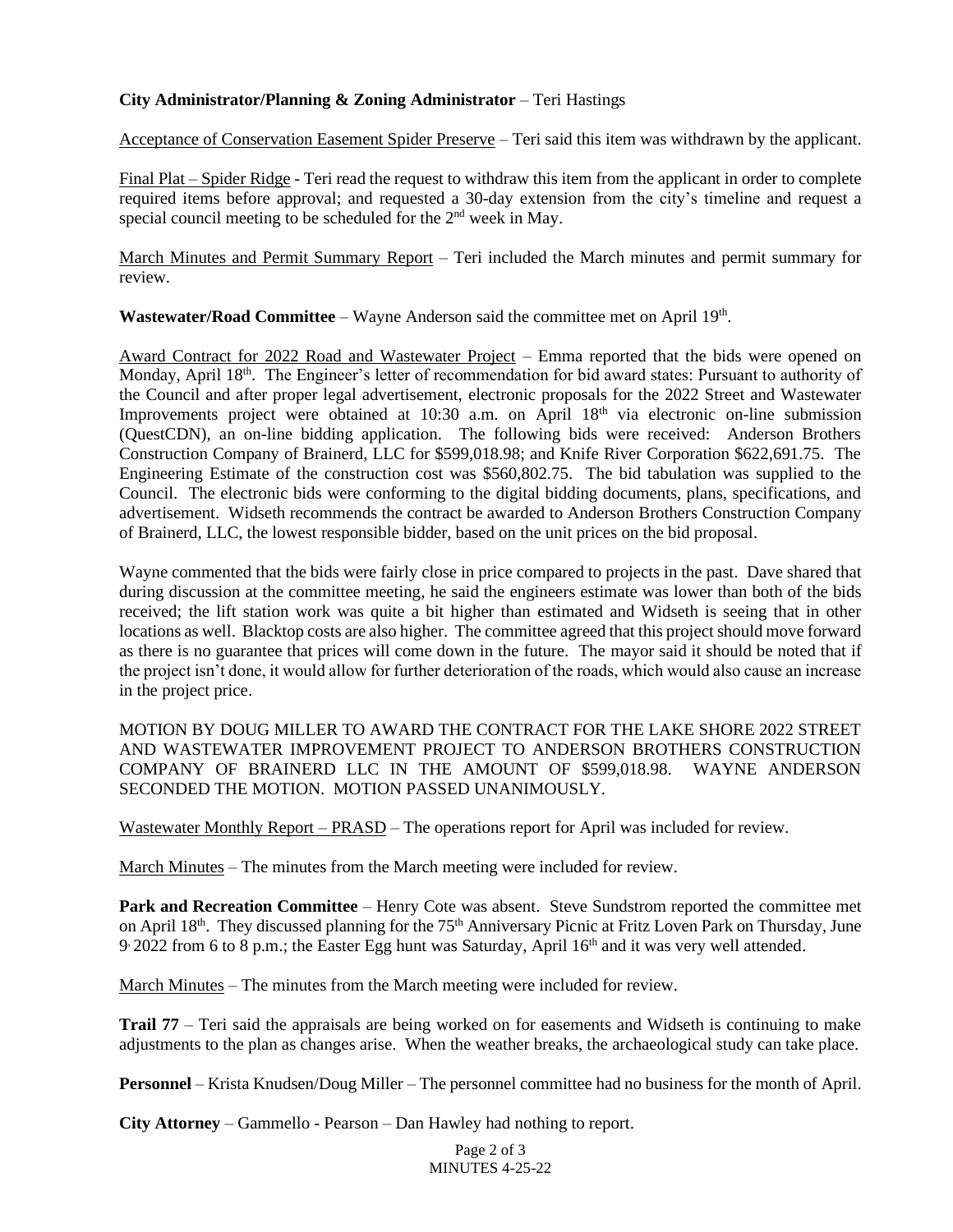**City Administrator/Planning & Zoning Administrator** – Teri Hastings

Acceptance of Conservation Easement Spider Preserve – Teri said this item was withdrawn by the applicant.

Final Plat – Spider Ridge - Teri read the request to withdraw this item from the applicant in order to complete required items before approval; and requested a 30-day extension from the city's timeline and request a special council meeting to be scheduled for the 2nd week in May.

March Minutes and Permit Summary Report – Teri included the March minutes and permit summary for review.

**Wastewater/Road Committee** – Wayne Anderson said the committee met on April 19th.

Award Contract for 2022 Road and Wastewater Project – Emma reported that the bids were opened on Monday, April 18th. The Engineer's letter of recommendation for bid award states: Pursuant to authority of the Council and after proper legal advertisement, electronic proposals for the 2022 Street and Wastewater Improvements project were obtained at 10:30 a.m. on April 18th via electronic on-line submission (QuestCDN), an on-line bidding application. The following bids were received: Anderson Brothers Construction Company of Brainerd, LLC for $599,018.98; and Knife River Corporation $622,691.75. The Engineering Estimate of the construction cost was $560,802.75. The bid tabulation was supplied to the Council. The electronic bids were conforming to the digital bidding documents, plans, specifications, and advertisement. Widseth recommends the contract be awarded to Anderson Brothers Construction Company of Brainerd, LLC, the lowest responsible bidder, based on the unit prices on the bid proposal.

Wayne commented that the bids were fairly close in price compared to projects in the past. Dave shared that during discussion at the committee meeting, he said the engineers estimate was lower than both of the bids received; the lift station work was quite a bit higher than estimated and Widseth is seeing that in other locations as well. Blacktop costs are also higher. The committee agreed that this project should move forward as there is no guarantee that prices will come down in the future. The mayor said it should be noted that if the project isn't done, it would allow for further deterioration of the roads, which would also cause an increase in the project price.

MOTION BY DOUG MILLER TO AWARD THE CONTRACT FOR THE LAKE SHORE 2022 STREET AND WASTEWATER IMPROVEMENT PROJECT TO ANDERSON BROTHERS CONSTRUCTION COMPANY OF BRAINERD LLC IN THE AMOUNT OF $599,018.98. WAYNE ANDERSON SECONDED THE MOTION. MOTION PASSED UNANIMOUSLY.

Wastewater Monthly Report – PRASD – The operations report for April was included for review.

March Minutes – The minutes from the March meeting were included for review.

**Park and Recreation Committee** – Henry Cote was absent. Steve Sundstrom reported the committee met on April 18th. They discussed planning for the 75th Anniversary Picnic at Fritz Loven Park on Thursday, June 9, 2022 from 6 to 8 p.m.; the Easter Egg hunt was Saturday, April 16th and it was very well attended.

March Minutes – The minutes from the March meeting were included for review.

**Trail 77** – Teri said the appraisals are being worked on for easements and Widseth is continuing to make adjustments to the plan as changes arise. When the weather breaks, the archaeological study can take place.

**Personnel** – Krista Knudsen/Doug Miller – The personnel committee had no business for the month of April.

**City Attorney** – Gammello - Pearson – Dan Hawley had nothing to report.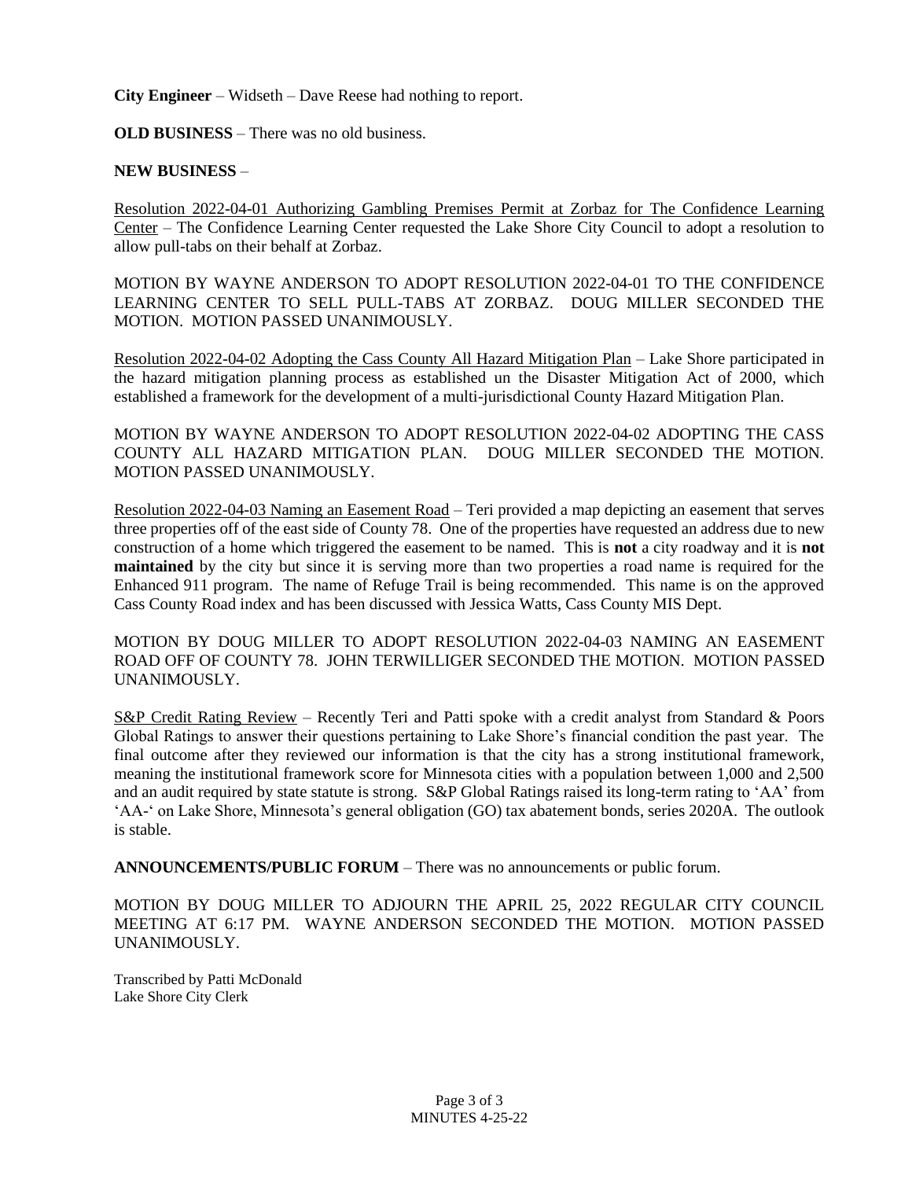**City Engineer** – Widseth – Dave Reese had nothing to report.

**OLD BUSINESS** – There was no old business.

**NEW BUSINESS** –

Resolution 2022-04-01 Authorizing Gambling Premises Permit at Zorbaz for The Confidence Learning Center – The Confidence Learning Center requested the Lake Shore City Council to adopt a resolution to allow pull-tabs on their behalf at Zorbaz.

MOTION BY WAYNE ANDERSON TO ADOPT RESOLUTION 2022-04-01 TO THE CONFIDENCE LEARNING CENTER TO SELL PULL-TABS AT ZORBAZ. DOUG MILLER SECONDED THE MOTION. MOTION PASSED UNANIMOUSLY.

Resolution 2022-04-02 Adopting the Cass County All Hazard Mitigation Plan – Lake Shore participated in the hazard mitigation planning process as established un the Disaster Mitigation Act of 2000, which established a framework for the development of a multi-jurisdictional County Hazard Mitigation Plan.

MOTION BY WAYNE ANDERSON TO ADOPT RESOLUTION 2022-04-02 ADOPTING THE CASS COUNTY ALL HAZARD MITIGATION PLAN. DOUG MILLER SECONDED THE MOTION. MOTION PASSED UNANIMOUSLY.

Resolution 2022-04-03 Naming an Easement Road – Teri provided a map depicting an easement that serves three properties off of the east side of County 78. One of the properties have requested an address due to new construction of a home which triggered the easement to be named. This is **not** a city roadway and it is **not maintained** by the city but since it is serving more than two properties a road name is required for the Enhanced 911 program. The name of Refuge Trail is being recommended. This name is on the approved Cass County Road index and has been discussed with Jessica Watts, Cass County MIS Dept.

MOTION BY DOUG MILLER TO ADOPT RESOLUTION 2022-04-03 NAMING AN EASEMENT ROAD OFF OF COUNTY 78. JOHN TERWILLIGER SECONDED THE MOTION. MOTION PASSED UNANIMOUSLY.

S&P Credit Rating Review – Recently Teri and Patti spoke with a credit analyst from Standard & Poors Global Ratings to answer their questions pertaining to Lake Shore's financial condition the past year. The final outcome after they reviewed our information is that the city has a strong institutional framework, meaning the institutional framework score for Minnesota cities with a population between 1,000 and 2,500 and an audit required by state statute is strong. S&P Global Ratings raised its long-term rating to 'AA' from 'AA-' on Lake Shore, Minnesota's general obligation (GO) tax abatement bonds, series 2020A. The outlook is stable.

**ANNOUNCEMENTS/PUBLIC FORUM** – There was no announcements or public forum.

MOTION BY DOUG MILLER TO ADJOURN THE APRIL 25, 2022 REGULAR CITY COUNCIL MEETING AT 6:17 PM. WAYNE ANDERSON SECONDED THE MOTION. MOTION PASSED UNANIMOUSLY.

Transcribed by Patti McDonald
Lake Shore City Clerk